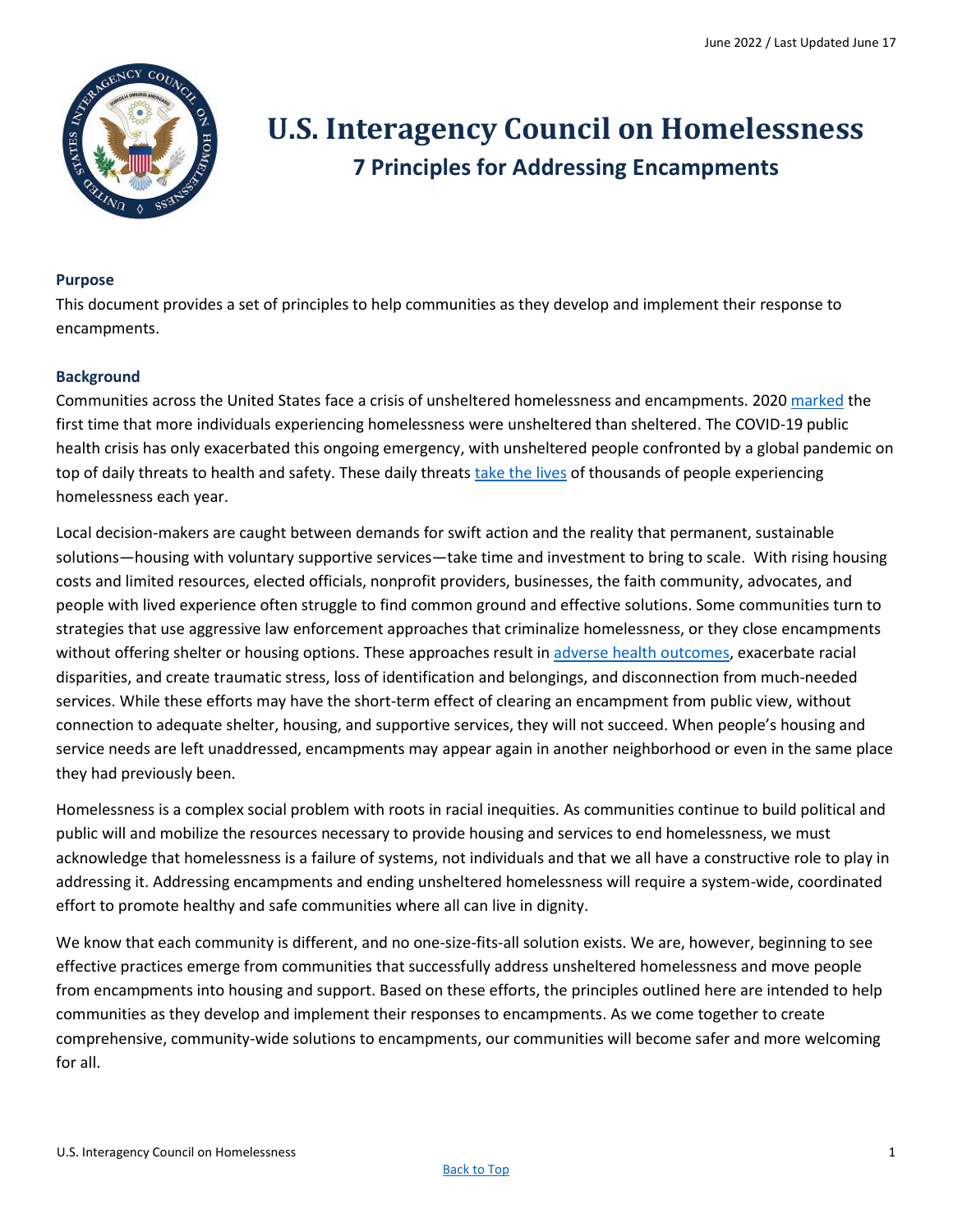June 2022 / Last Updated June 17

# U.S. Interagency Council on Homelessness

## 7 Principles for Addressing Encampments

### Purpose

This document provides a set of principles to help communities as they develop and implement their response to encampments.

### Background

Communities across the United States face a crisis of unsheltered homelessness and encampments. 2020 marked the first time that more individuals experiencing homelessness were unsheltered than sheltered. The COVID-19 public health crisis has only exacerbated this ongoing emergency, with unsheltered people confronted by a global pandemic on top of daily threats to health and safety. These daily threats take the lives of thousands of people experiencing homelessness each year.

Local decision-makers are caught between demands for swift action and the reality that permanent, sustainable solutions—housing with voluntary supportive services—take time and investment to bring to scale. With rising housing costs and limited resources, elected officials, nonprofit providers, businesses, the faith community, advocates, and people with lived experience often struggle to find common ground and effective solutions. Some communities turn to strategies that use aggressive law enforcement approaches that criminalize homelessness, or they close encampments without offering shelter or housing options. These approaches result in adverse health outcomes, exacerbate racial disparities, and create traumatic stress, loss of identification and belongings, and disconnection from much-needed services. While these efforts may have the short-term effect of clearing an encampment from public view, without connection to adequate shelter, housing, and supportive services, they will not succeed. When people's housing and service needs are left unaddressed, encampments may appear again in another neighborhood or even in the same place they had previously been.

Homelessness is a complex social problem with roots in racial inequities. As communities continue to build political and public will and mobilize the resources necessary to provide housing and services to end homelessness, we must acknowledge that homelessness is a failure of systems, not individuals and that we all have a constructive role to play in addressing it. Addressing encampments and ending unsheltered homelessness will require a system-wide, coordinated effort to promote healthy and safe communities where all can live in dignity.

We know that each community is different, and no one-size-fits-all solution exists. We are, however, beginning to see effective practices emerge from communities that successfully address unsheltered homelessness and move people from encampments into housing and support. Based on these efforts, the principles outlined here are intended to help communities as they develop and implement their responses to encampments. As we come together to create comprehensive, community-wide solutions to encampments, our communities will become safer and more welcoming for all.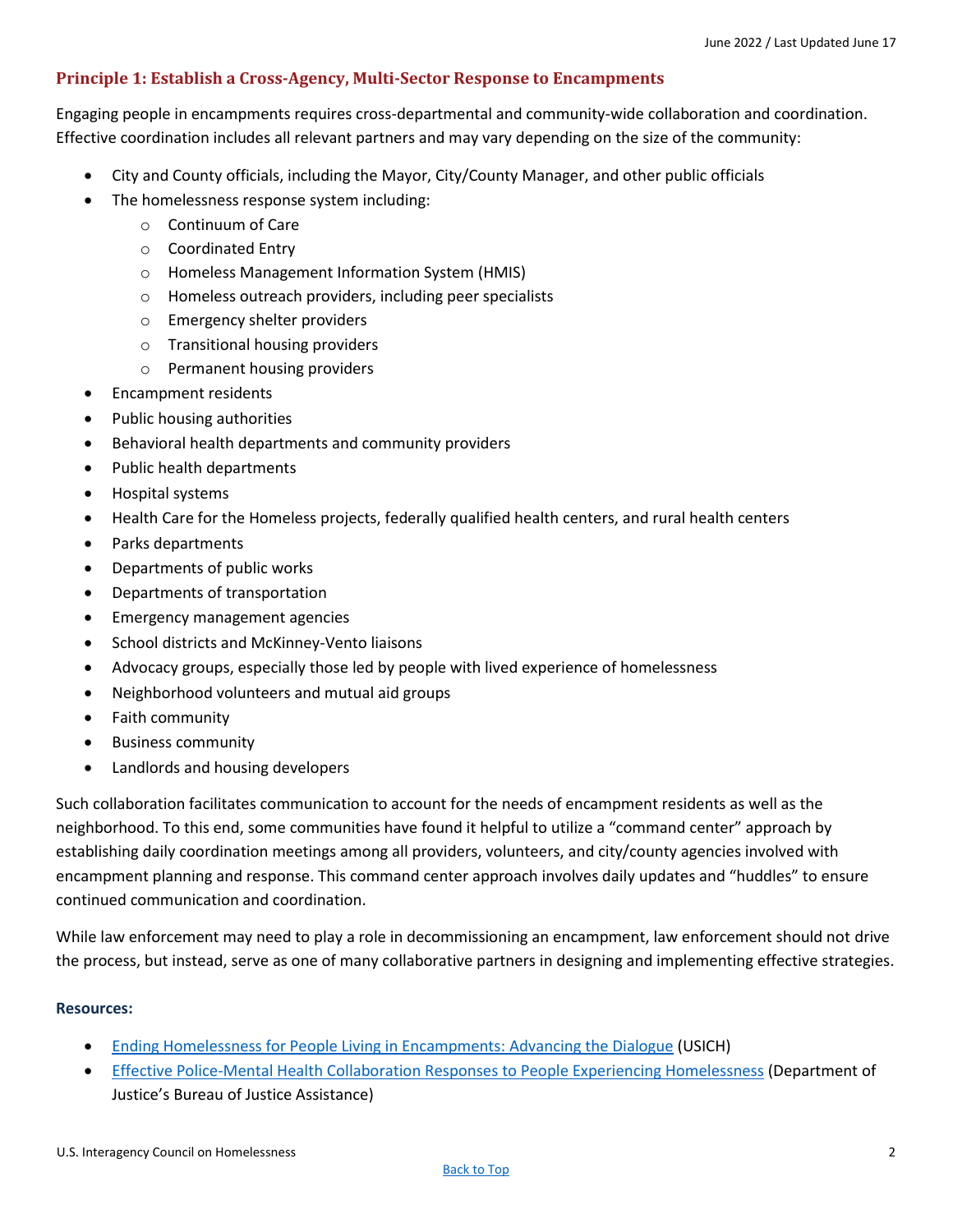## Principle 1: Establish a Cross-Agency, Multi-Sector Response to Encampments

Engaging people in encampments requires cross-departmental and community-wide collaboration and coordination. Effective coordination includes all relevant partners and may vary depending on the size of the community:

- City and County officials, including the Mayor, City/County Manager, and other public officials
- The homelessness response system including:
  - Continuum of Care
  - Coordinated Entry
  - Homeless Management Information System (HMIS)
  - Homeless outreach providers, including peer specialists
  - Emergency shelter providers
  - Transitional housing providers
  - Permanent housing providers
- Encampment residents
- Public housing authorities
- Behavioral health departments and community providers
- Public health departments
- Hospital systems
- Health Care for the Homeless projects, federally qualified health centers, and rural health centers
- Parks departments
- Departments of public works
- Departments of transportation
- Emergency management agencies
- School districts and McKinney-Vento liaisons
- Advocacy groups, especially those led by people with lived experience of homelessness
- Neighborhood volunteers and mutual aid groups
- Faith community
- Business community
- Landlords and housing developers

Such collaboration facilitates communication to account for the needs of encampment residents as well as the neighborhood. To this end, some communities have found it helpful to utilize a "command center" approach by establishing daily coordination meetings among all providers, volunteers, and city/county agencies involved with encampment planning and response. This command center approach involves daily updates and "huddles" to ensure continued communication and coordination.

While law enforcement may need to play a role in decommissioning an encampment, law enforcement should not drive the process, but instead, serve as one of many collaborative partners in designing and implementing effective strategies.

**Resources:**

- Ending Homelessness for People Living in Encampments: Advancing the Dialogue (USICH)
- Effective Police-Mental Health Collaboration Responses to People Experiencing Homelessness (Department of Justice's Bureau of Justice Assistance)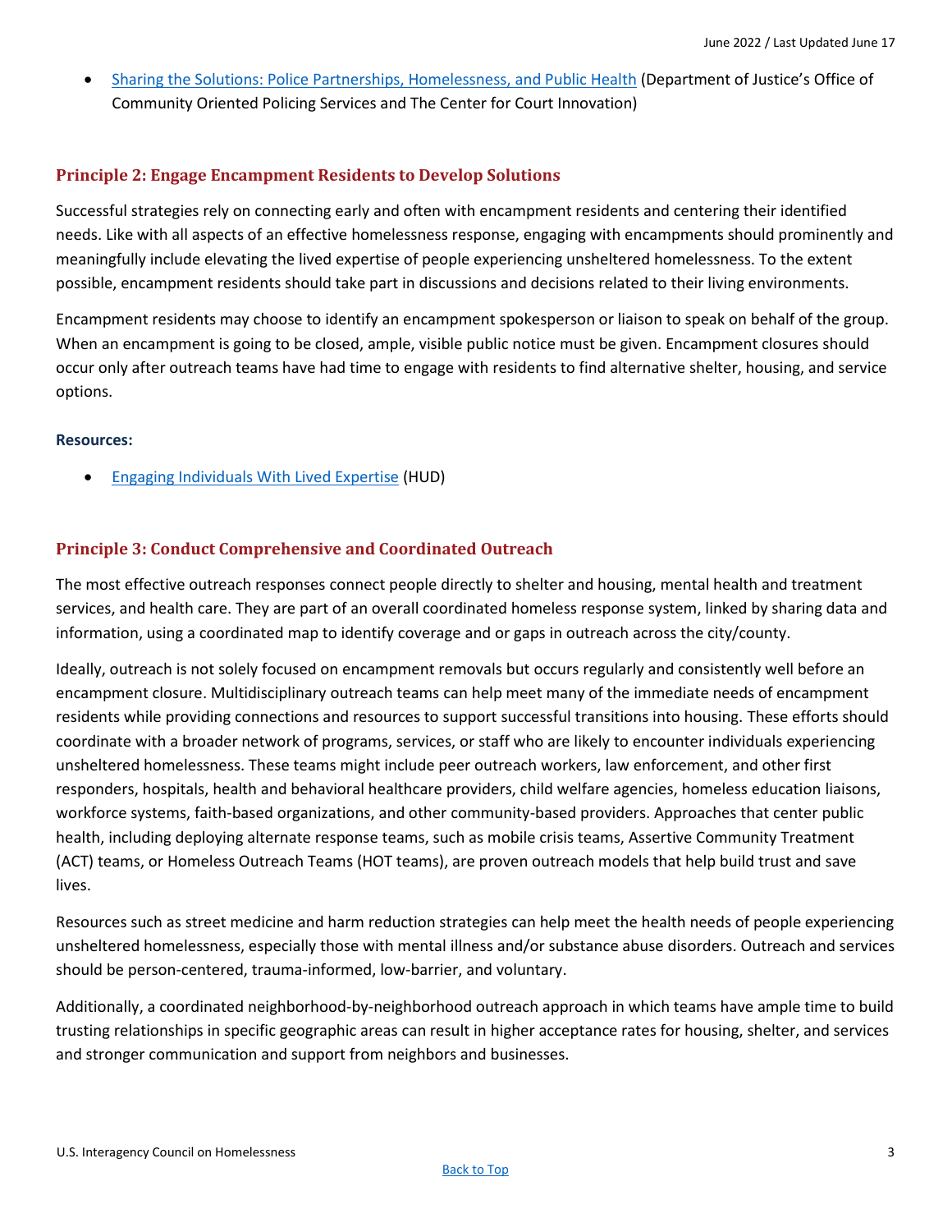- [Sharing the Solutions: Police Partnerships, Homelessness, and Public Health]() (Department of Justice's Office of Community Oriented Policing Services and The Center for Court Innovation)

## Principle 2: Engage Encampment Residents to Develop Solutions

Successful strategies rely on connecting early and often with encampment residents and centering their identified needs. Like with all aspects of an effective homelessness response, engaging with encampments should prominently and meaningfully include elevating the lived expertise of people experiencing unsheltered homelessness. To the extent possible, encampment residents should take part in discussions and decisions related to their living environments.

Encampment residents may choose to identify an encampment spokesperson or liaison to speak on behalf of the group. When an encampment is going to be closed, ample, visible public notice must be given. Encampment closures should occur only after outreach teams have had time to engage with residents to find alternative shelter, housing, and service options.

**Resources:**

- [Engaging Individuals With Lived Expertise]() (HUD)

## Principle 3: Conduct Comprehensive and Coordinated Outreach

The most effective outreach responses connect people directly to shelter and housing, mental health and treatment services, and health care. They are part of an overall coordinated homeless response system, linked by sharing data and information, using a coordinated map to identify coverage and or gaps in outreach across the city/county.

Ideally, outreach is not solely focused on encampment removals but occurs regularly and consistently well before an encampment closure. Multidisciplinary outreach teams can help meet many of the immediate needs of encampment residents while providing connections and resources to support successful transitions into housing. These efforts should coordinate with a broader network of programs, services, or staff who are likely to encounter individuals experiencing unsheltered homelessness. These teams might include peer outreach workers, law enforcement, and other first responders, hospitals, health and behavioral healthcare providers, child welfare agencies, homeless education liaisons, workforce systems, faith-based organizations, and other community-based providers. Approaches that center public health, including deploying alternate response teams, such as mobile crisis teams, Assertive Community Treatment (ACT) teams, or Homeless Outreach Teams (HOT teams), are proven outreach models that help build trust and save lives.

Resources such as street medicine and harm reduction strategies can help meet the health needs of people experiencing unsheltered homelessness, especially those with mental illness and/or substance abuse disorders. Outreach and services should be person-centered, trauma-informed, low-barrier, and voluntary.

Additionally, a coordinated neighborhood-by-neighborhood outreach approach in which teams have ample time to build trusting relationships in specific geographic areas can result in higher acceptance rates for housing, shelter, and services and stronger communication and support from neighbors and businesses.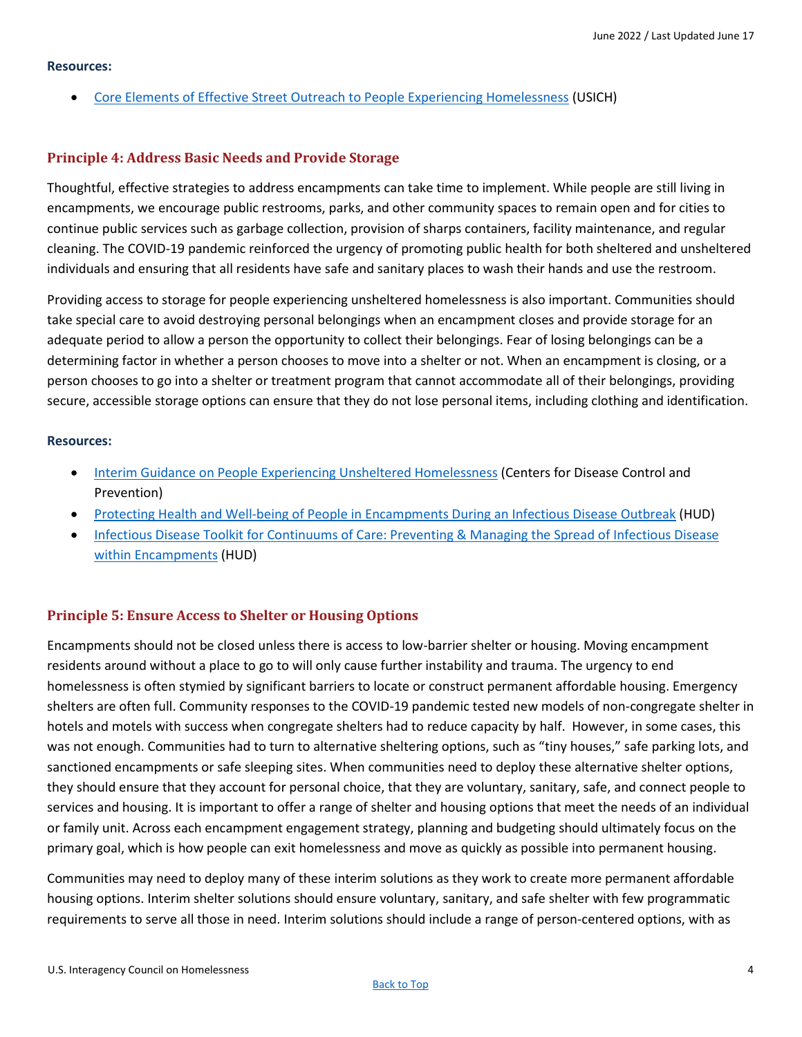**Resources:**

- [Core Elements of Effective Street Outreach to People Experiencing Homelessness](#) (USICH)

### Principle 4: Address Basic Needs and Provide Storage

Thoughtful, effective strategies to address encampments can take time to implement. While people are still living in encampments, we encourage public restrooms, parks, and other community spaces to remain open and for cities to continue public services such as garbage collection, provision of sharps containers, facility maintenance, and regular cleaning. The COVID-19 pandemic reinforced the urgency of promoting public health for both sheltered and unsheltered individuals and ensuring that all residents have safe and sanitary places to wash their hands and use the restroom.

Providing access to storage for people experiencing unsheltered homelessness is also important. Communities should take special care to avoid destroying personal belongings when an encampment closes and provide storage for an adequate period to allow a person the opportunity to collect their belongings. Fear of losing belongings can be a determining factor in whether a person chooses to move into a shelter or not. When an encampment is closing, or a person chooses to go into a shelter or treatment program that cannot accommodate all of their belongings, providing secure, accessible storage options can ensure that they do not lose personal items, including clothing and identification.

**Resources:**

- [Interim Guidance on People Experiencing Unsheltered Homelessness](#) (Centers for Disease Control and Prevention)
- [Protecting Health and Well-being of People in Encampments During an Infectious Disease Outbreak](#) (HUD)
- [Infectious Disease Toolkit for Continuums of Care: Preventing & Managing the Spread of Infectious Disease within Encampments](#) (HUD)

### Principle 5: Ensure Access to Shelter or Housing Options

Encampments should not be closed unless there is access to low-barrier shelter or housing. Moving encampment residents around without a place to go to will only cause further instability and trauma. The urgency to end homelessness is often stymied by significant barriers to locate or construct permanent affordable housing. Emergency shelters are often full. Community responses to the COVID-19 pandemic tested new models of non-congregate shelter in hotels and motels with success when congregate shelters had to reduce capacity by half. However, in some cases, this was not enough. Communities had to turn to alternative sheltering options, such as "tiny houses," safe parking lots, and sanctioned encampments or safe sleeping sites. When communities need to deploy these alternative shelter options, they should ensure that they account for personal choice, that they are voluntary, sanitary, safe, and connect people to services and housing. It is important to offer a range of shelter and housing options that meet the needs of an individual or family unit. Across each encampment engagement strategy, planning and budgeting should ultimately focus on the primary goal, which is how people can exit homelessness and move as quickly as possible into permanent housing.

Communities may need to deploy many of these interim solutions as they work to create more permanent affordable housing options. Interim shelter solutions should ensure voluntary, sanitary, and safe shelter with few programmatic requirements to serve all those in need. Interim solutions should include a range of person-centered options, with as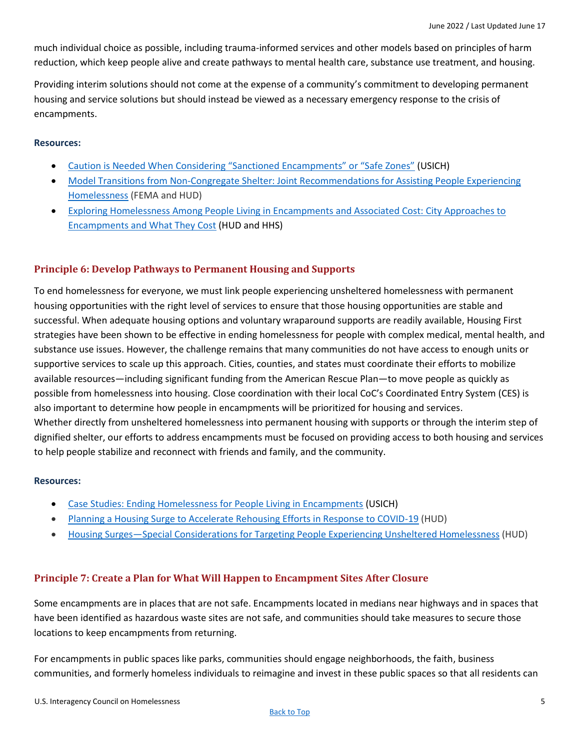much individual choice as possible, including trauma-informed services and other models based on principles of harm reduction, which keep people alive and create pathways to mental health care, substance use treatment, and housing.

Providing interim solutions should not come at the expense of a community's commitment to developing permanent housing and service solutions but should instead be viewed as a necessary emergency response to the crisis of encampments.

**Resources:**

- Caution is Needed When Considering "Sanctioned Encampments" or "Safe Zones" (USICH)
- Model Transitions from Non-Congregate Shelter: Joint Recommendations for Assisting People Experiencing Homelessness (FEMA and HUD)
- Exploring Homelessness Among People Living in Encampments and Associated Cost: City Approaches to Encampments and What They Cost (HUD and HHS)

## Principle 6: Develop Pathways to Permanent Housing and Supports

To end homelessness for everyone, we must link people experiencing unsheltered homelessness with permanent housing opportunities with the right level of services to ensure that those housing opportunities are stable and successful. When adequate housing options and voluntary wraparound supports are readily available, Housing First strategies have been shown to be effective in ending homelessness for people with complex medical, mental health, and substance use issues. However, the challenge remains that many communities do not have access to enough units or supportive services to scale up this approach. Cities, counties, and states must coordinate their efforts to mobilize available resources—including significant funding from the American Rescue Plan—to move people as quickly as possible from homelessness into housing. Close coordination with their local CoC's Coordinated Entry System (CES) is also important to determine how people in encampments will be prioritized for housing and services.
Whether directly from unsheltered homelessness into permanent housing with supports or through the interim step of dignified shelter, our efforts to address encampments must be focused on providing access to both housing and services to help people stabilize and reconnect with friends and family, and the community.

**Resources:**

- Case Studies: Ending Homelessness for People Living in Encampments (USICH)
- Planning a Housing Surge to Accelerate Rehousing Efforts in Response to COVID-19 (HUD)
- Housing Surges—Special Considerations for Targeting People Experiencing Unsheltered Homelessness (HUD)

## Principle 7: Create a Plan for What Will Happen to Encampment Sites After Closure

Some encampments are in places that are not safe. Encampments located in medians near highways and in spaces that have been identified as hazardous waste sites are not safe, and communities should take measures to secure those locations to keep encampments from returning.

For encampments in public spaces like parks, communities should engage neighborhoods, the faith, business communities, and formerly homeless individuals to reimagine and invest in these public spaces so that all residents can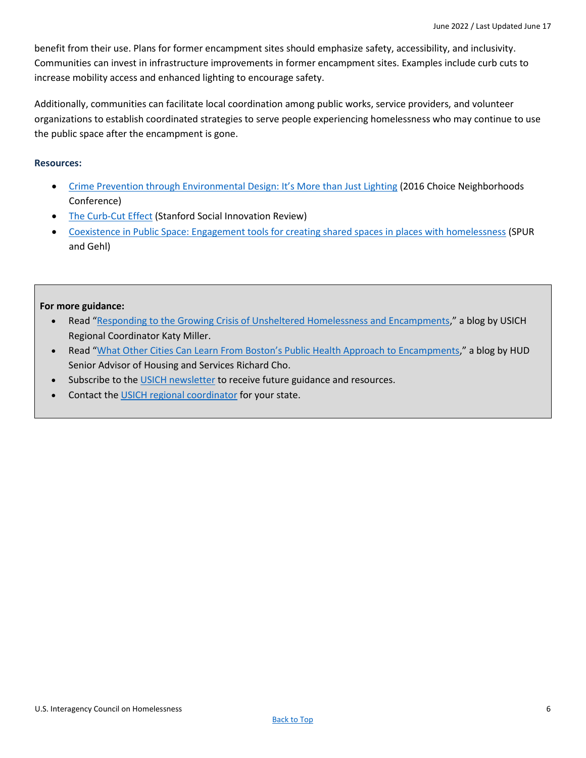benefit from their use. Plans for former encampment sites should emphasize safety, accessibility, and inclusivity. Communities can invest in infrastructure improvements in former encampment sites. Examples include curb cuts to increase mobility access and enhanced lighting to encourage safety.

Additionally, communities can facilitate local coordination among public works, service providers, and volunteer organizations to establish coordinated strategies to serve people experiencing homelessness who may continue to use the public space after the encampment is gone.

**Resources:**

- Crime Prevention through Environmental Design: It's More than Just Lighting (2016 Choice Neighborhoods Conference)
- The Curb-Cut Effect (Stanford Social Innovation Review)
- Coexistence in Public Space: Engagement tools for creating shared spaces in places with homelessness (SPUR and Gehl)

**For more guidance:**

- Read "Responding to the Growing Crisis of Unsheltered Homelessness and Encampments," a blog by USICH Regional Coordinator Katy Miller.
- Read "What Other Cities Can Learn From Boston's Public Health Approach to Encampments," a blog by HUD Senior Advisor of Housing and Services Richard Cho.
- Subscribe to the USICH newsletter to receive future guidance and resources.
- Contact the USICH regional coordinator for your state.